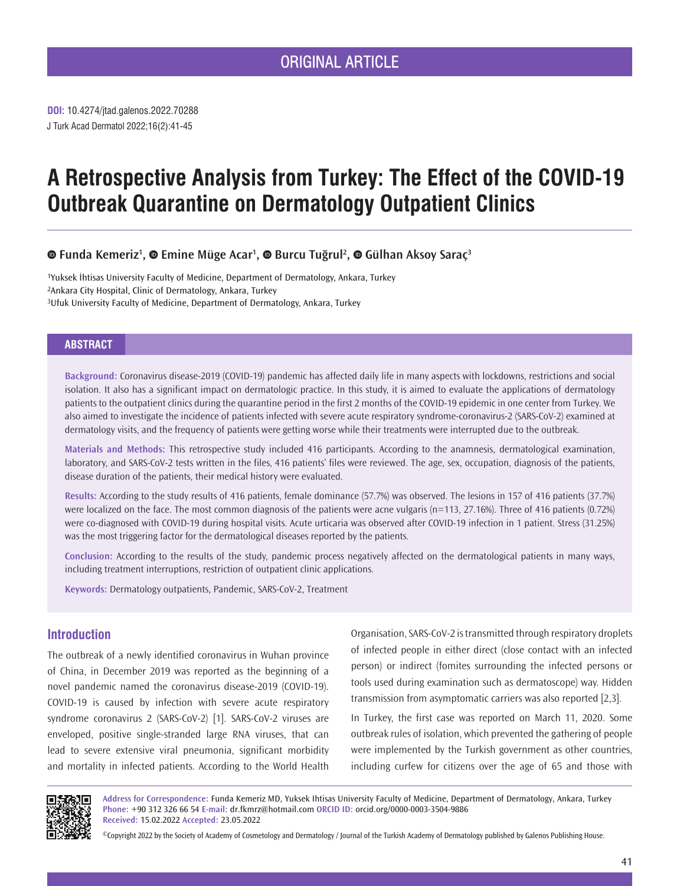ORIGINAL ARTICLE

**DOI:** 10.4274/jtad.galenos.2022.70288

J Turk Acad Dermatol 2022;16(2):41-45

# A Retrospective Analysis from Turkey: The Effect of the COVID-19 Outbreak Quarantine on Dermatology Outpatient Clinics

**Funda Kemeriz[1], Emine Müge Acar[1], Burcu Tuğrul[2], Gülhan Aksoy Saraç[3]**

[1]Yuksek İhtisas University Faculty of Medicine, Department of Dermatology, Ankara, Turkey
[2]Ankara City Hospital, Clinic of Dermatology, Ankara, Turkey
[3]Ufuk University Faculty of Medicine, Department of Dermatology, Ankara, Turkey

## ABSTRACT

**Background:** Coronavirus disease-2019 (COVID-19) pandemic has affected daily life in many aspects with lockdowns, restrictions and social isolation. It also has a significant impact on dermatologic practice. In this study, it is aimed to evaluate the applications of dermatology patients to the outpatient clinics during the quarantine period in the first 2 months of the COVID-19 epidemic in one center from Turkey. We also aimed to investigate the incidence of patients infected with severe acute respiratory syndrome-coronavirus-2 (SARS-CoV-2) examined at dermatology visits, and the frequency of patients were getting worse while their treatments were interrupted due to the outbreak.

**Materials and Methods:** This retrospective study included 416 participants. According to the anamnesis, dermatological examination, laboratory, and SARS-CoV-2 tests written in the files, 416 patients' files were reviewed. The age, sex, occupation, diagnosis of the patients, disease duration of the patients, their medical history were evaluated.

**Results:** According to the study results of 416 patients, female dominance (57.7%) was observed. The lesions in 157 of 416 patients (37.7%) were localized on the face. The most common diagnosis of the patients were acne vulgaris (n=113, 27.16%). Three of 416 patients (0.72%) were co-diagnosed with COVID-19 during hospital visits. Acute urticaria was observed after COVID-19 infection in 1 patient. Stress (31.25%) was the most triggering factor for the dermatological diseases reported by the patients.

**Conclusion:** According to the results of the study, pandemic process negatively affected on the dermatological patients in many ways, including treatment interruptions, restriction of outpatient clinic applications.

**Keywords:** Dermatology outpatients, Pandemic, SARS-CoV-2, Treatment

## Introduction

The outbreak of a newly identified coronavirus in Wuhan province of China, in December 2019 was reported as the beginning of a novel pandemic named the coronavirus disease-2019 (COVID-19). COVID-19 is caused by infection with severe acute respiratory syndrome coronavirus 2 (SARS-CoV-2) [1]. SARS-CoV-2 viruses are enveloped, positive single-stranded large RNA viruses, that can lead to severe extensive viral pneumonia, significant morbidity and mortality in infected patients. According to the World Health Organisation, SARS-CoV-2 is transmitted through respiratory droplets of infected people in either direct (close contact with an infected person) or indirect (fomites surrounding the infected persons or tools used during examination such as dermatoscope) way. Hidden transmission from asymptomatic carriers was also reported [2,3].

In Turkey, the first case was reported on March 11, 2020. Some outbreak rules of isolation, which prevented the gathering of people were implemented by the Turkish government as other countries, including curfew for citizens over the age of 65 and those with

**Address for Correspondence:** Funda Kemeriz MD, Yuksek Ihtisas University Faculty of Medicine, Department of Dermatology, Ankara, Turkey
**Phone:** +90 312 326 66 54 **E-mail:** dr.fkmrz@hotmail.com **ORCID ID:** orcid.org/0000-0003-3504-9886
**Received:** 15.02.2022 **Accepted:** 23.05.2022

©Copyright 2022 by the Society of Academy of Cosmetology and Dermatology / Journal of the Turkish Academy of Dermatology published by Galenos Publishing House.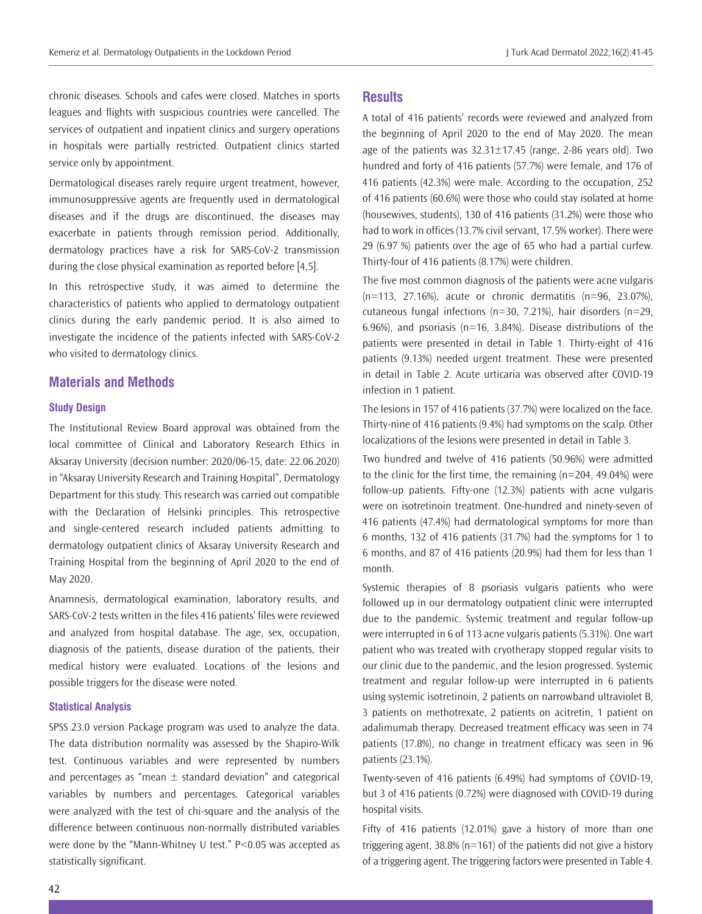chronic diseases. Schools and cafes were closed. Matches in sports leagues and flights with suspicious countries were cancelled. The services of outpatient and inpatient clinics and surgery operations in hospitals were partially restricted. Outpatient clinics started service only by appointment.

Dermatological diseases rarely require urgent treatment, however, immunosuppressive agents are frequently used in dermatological diseases and if the drugs are discontinued, the diseases may exacerbate in patients through remission period. Additionally, dermatology practices have a risk for SARS-CoV-2 transmission during the close physical examination as reported before [4,5].

In this retrospective study, it was aimed to determine the characteristics of patients who applied to dermatology outpatient clinics during the early pandemic period. It is also aimed to investigate the incidence of the patients infected with SARS-CoV-2 who visited to dermatology clinics.

## Materials and Methods

### Study Design

The Institutional Review Board approval was obtained from the local committee of Clinical and Laboratory Research Ethics in Aksaray University (decision number: 2020/06-15, date: 22.06.2020) in "Aksaray University Research and Training Hospital", Dermatology Department for this study. This research was carried out compatible with the Declaration of Helsinki principles. This retrospective and single-centered research included patients admitting to dermatology outpatient clinics of Aksaray University Research and Training Hospital from the beginning of April 2020 to the end of May 2020.

Anamnesis, dermatological examination, laboratory results, and SARS-CoV-2 tests written in the files 416 patients' files were reviewed and analyzed from hospital database. The age, sex, occupation, diagnosis of the patients, disease duration of the patients, their medical history were evaluated. Locations of the lesions and possible triggers for the disease were noted.

### Statistical Analysis

SPSS 23.0 version Package program was used to analyze the data. The data distribution normality was assessed by the Shapiro-Wilk test. Continuous variables and were represented by numbers and percentages as "mean ± standard deviation" and categorical variables by numbers and percentages. Categorical variables were analyzed with the test of chi-square and the analysis of the difference between continuous non-normally distributed variables were done by the "Mann-Whitney U test." $P<0.05$ was accepted as statistically significant.

## Results

A total of 416 patients' records were reviewed and analyzed from the beginning of April 2020 to the end of May 2020. The mean age of the patients was 32.31±17.45 (range, 2-86 years old). Two hundred and forty of 416 patients (57.7%) were female, and 176 of 416 patients (42.3%) were male. According to the occupation, 252 of 416 patients (60.6%) were those who could stay isolated at home (housewives, students), 130 of 416 patients (31.2%) were those who had to work in offices (13.7% civil servant, 17.5% worker). There were 29 (6.97 %) patients over the age of 65 who had a partial curfew. Thirty-four of 416 patients (8.17%) were children.

The five most common diagnosis of the patients were acne vulgaris (n=113, 27.16%), acute or chronic dermatitis (n=96, 23.07%), cutaneous fungal infections (n=30, 7.21%), hair disorders (n=29, 6.96%), and psoriasis (n=16, 3.84%). Disease distributions of the patients were presented in detail in Table 1. Thirty-eight of 416 patients (9.13%) needed urgent treatment. These were presented in detail in Table 2. Acute urticaria was observed after COVID-19 infection in 1 patient.

The lesions in 157 of 416 patients (37.7%) were localized on the face. Thirty-nine of 416 patients (9.4%) had symptoms on the scalp. Other localizations of the lesions were presented in detail in Table 3.

Two hundred and twelve of 416 patients (50.96%) were admitted to the clinic for the first time, the remaining (n=204, 49.04%) were follow-up patients. Fifty-one (12.3%) patients with acne vulgaris were on isotretinoin treatment. One-hundred and ninety-seven of 416 patients (47.4%) had dermatological symptoms for more than 6 months, 132 of 416 patients (31.7%) had the symptoms for 1 to 6 months, and 87 of 416 patients (20.9%) had them for less than 1 month.

Systemic therapies of 8 psoriasis vulgaris patients who were followed up in our dermatology outpatient clinic were interrupted due to the pandemic. Systemic treatment and regular follow-up were interrupted in 6 of 113 acne vulgaris patients (5.31%). One wart patient who was treated with cryotherapy stopped regular visits to our clinic due to the pandemic, and the lesion progressed. Systemic treatment and regular follow-up were interrupted in 6 patients using systemic isotretinoin, 2 patients on narrowband ultraviolet B, 3 patients on methotrexate, 2 patients on acitretin, 1 patient on adalimumab therapy. Decreased treatment efficacy was seen in 74 patients (17.8%), no change in treatment efficacy was seen in 96 patients (23.1%).

Twenty-seven of 416 patients (6.49%) had symptoms of COVID-19, but 3 of 416 patients (0.72%) were diagnosed with COVID-19 during hospital visits.

Fifty of 416 patients (12.01%) gave a history of more than one triggering agent, 38.8% (n=161) of the patients did not give a history of a triggering agent. The triggering factors were presented in Table 4.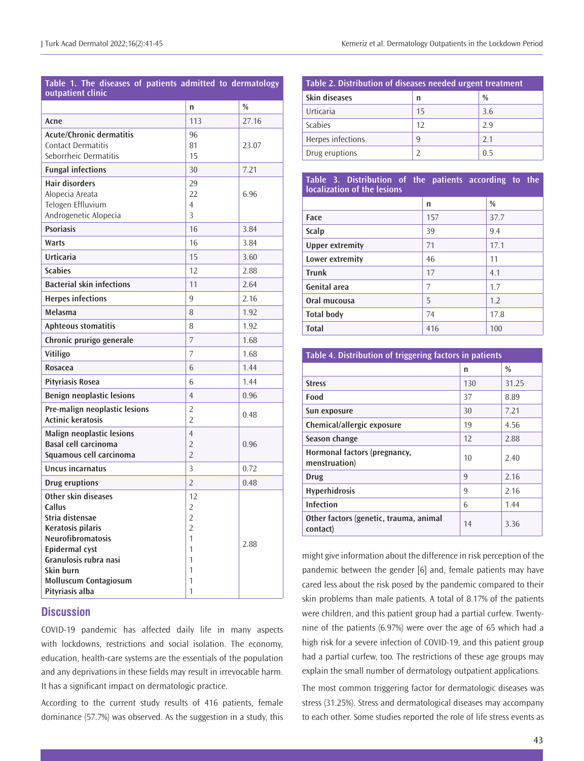**Table 1. The diseases of patients admitted to dermatology outpatient clinic**

| | n | % |
|---|---|---|
| **Acne** | 113 | 27.16 |
| **Acute/Chronic dermatitis** | 96 | 23.07 |
| Contact Dermatitis | 81 | |
| Seborrheic Dermatitis | 15 | |
| **Fungal infections** | 30 | 7.21 |
| **Hair disorders** | 29 | 6.96 |
| Alopecia Areata | 22 | |
| Telogen Effluvium | 4 | |
| Androgenetic Alopecia | 3 | |
| **Psoriasis** | 16 | 3.84 |
| **Warts** | 16 | 3.84 |
| **Urticaria** | 15 | 3.60 |
| **Scabies** | 12 | 2.88 |
| **Bacterial skin infections** | 11 | 2.64 |
| **Herpes infections** | 9 | 2.16 |
| **Melasma** | 8 | 1.92 |
| **Aphteous stomatitis** | 8 | 1.92 |
| **Chronic prurigo generale** | 7 | 1.68 |
| **Vitiligo** | 7 | 1.68 |
| **Rosacea** | 6 | 1.44 |
| **Pityriasis Rosea** | 6 | 1.44 |
| **Benign neoplastic lesions** | 4 | 0.96 |
| **Pre-malign neoplastic lesions** | 2 | 0.48 |
| **Actinic keratosis** | 2 | |
| **Malign neoplastic lesions** | 4 | 0.96 |
| **Basal cell carcinoma** | 2 | |
| **Squamous cell carcinoma** | 2 | |
| **Uncus incarnatus** | 3 | 0.72 |
| **Drug eruptions** | 2 | 0.48 |
| **Other skin diseases** | 12 | 2.88 |
| **Callus** | 2 | |
| **Stria distensae** | 2 | |
| **Keratosis pilaris** | 2 | |
| **Neurofibromatosis** | 1 | |
| **Epidermal cyst** | 1 | |
| **Granulosis rubra nasi** | 1 | |
| **Skin burn** | 1 | |
| **Molluscum Contagiosum** | 1 | |
| **Pityriasis alba** | 1 | |

## Discussion

COVID-19 pandemic has affected daily life in many aspects with lockdowns, restrictions and social isolation. The economy, education, health-care systems are the essentials of the population and any deprivations in these fields may result in irrevocable harm. It has a significant impact on dermatologic practice.

According to the current study results of 416 patients, female dominance (57.7%) was observed. As the suggestion in a study, this might give information about the difference in risk perception of the pandemic between the gender [6] and, female patients may have cared less about the risk posed by the pandemic compared to their skin problems than male patients. A total of 8.17% of the patients were children, and this patient group had a partial curfew. Twenty-nine of the patients (6.97%) were over the age of 65 which had a high risk for a severe infection of COVID-19, and this patient group had a partial curfew, too. The restrictions of these age groups may explain the small number of dermatology outpatient applications.

The most common triggering factor for dermatologic diseases was stress (31.25%). Stress and dermatological diseases may accompany to each other. Some studies reported the role of life stress events as

**Table 2. Distribution of diseases needed urgent treatment**

| Skin diseases | n | % |
|---|---|---|
| Urticaria | 15 | 3.6 |
| Scabies | 12 | 2.9 |
| Herpes infections | 9 | 2.1 |
| Drug eruptions | 2 | 0.5 |

**Table 3. Distribution of the patients according to the localization of the lesions**

| | n | % |
|---|---|---|
| **Face** | 157 | 37.7 |
| **Scalp** | 39 | 9.4 |
| **Upper extremity** | 71 | 17.1 |
| **Lower extremity** | 46 | 11 |
| **Trunk** | 17 | 4.1 |
| **Genital area** | 7 | 1.7 |
| **Oral mucousa** | 5 | 1.2 |
| **Total body** | 74 | 17.8 |
| **Total** | 416 | 100 |

**Table 4. Distribution of triggering factors in patients**

| | n | % |
|---|---|---|
| **Stress** | 130 | 31.25 |
| **Food** | 37 | 8.89 |
| **Sun exposure** | 30 | 7.21 |
| **Chemical/allergic exposure** | 19 | 4.56 |
| **Season change** | 12 | 2.88 |
| **Hormonal factors (pregnancy, menstruation)** | 10 | 2.40 |
| **Drug** | 9 | 2.16 |
| **Hyperhidrosis** | 9 | 2.16 |
| **Infection** | 6 | 1.44 |
| **Other factors (genetic, trauma, animal contact)** | 14 | 3.36 |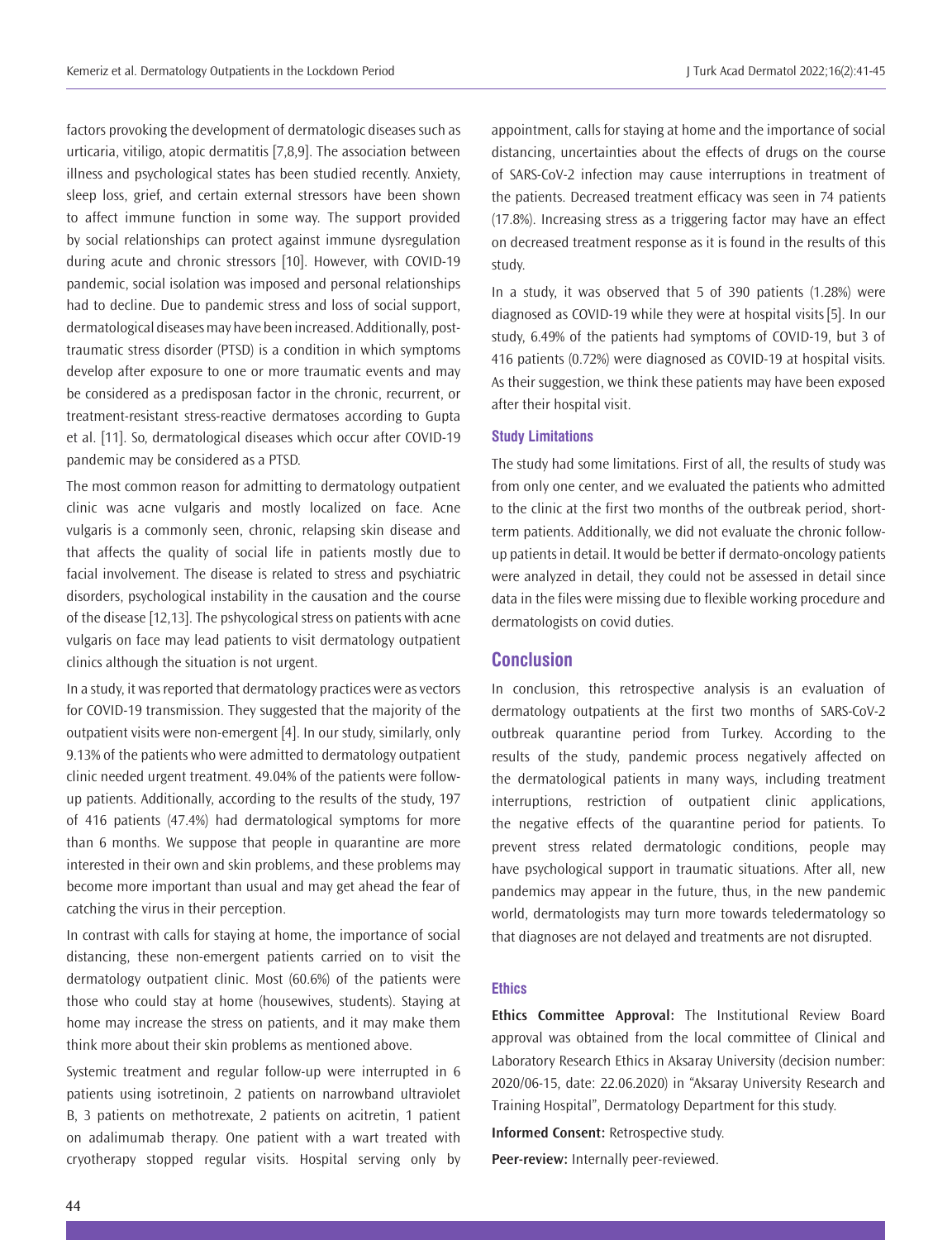factors provoking the development of dermatologic diseases such as urticaria, vitiligo, atopic dermatitis [7,8,9]. The association between illness and psychological states has been studied recently. Anxiety, sleep loss, grief, and certain external stressors have been shown to affect immune function in some way. The support provided by social relationships can protect against immune dysregulation during acute and chronic stressors [10]. However, with COVID-19 pandemic, social isolation was imposed and personal relationships had to decline. Due to pandemic stress and loss of social support, dermatological diseases may have been increased. Additionally, post-traumatic stress disorder (PTSD) is a condition in which symptoms develop after exposure to one or more traumatic events and may be considered as a predisposan factor in the chronic, recurrent, or treatment-resistant stress-reactive dermatoses according to Gupta et al. [11]. So, dermatological diseases which occur after COVID-19 pandemic may be considered as a PTSD.

The most common reason for admitting to dermatology outpatient clinic was acne vulgaris and mostly localized on face. Acne vulgaris is a commonly seen, chronic, relapsing skin disease and that affects the quality of social life in patients mostly due to facial involvement. The disease is related to stress and psychiatric disorders, psychological instability in the causation and the course of the disease [12,13]. The pshycological stress on patients with acne vulgaris on face may lead patients to visit dermatology outpatient clinics although the situation is not urgent.

In a study, it was reported that dermatology practices were as vectors for COVID-19 transmission. They suggested that the majority of the outpatient visits were non-emergent [4]. In our study, similarly, only 9.13% of the patients who were admitted to dermatology outpatient clinic needed urgent treatment. 49.04% of the patients were follow-up patients. Additionally, according to the results of the study, 197 of 416 patients (47.4%) had dermatological symptoms for more than 6 months. We suppose that people in quarantine are more interested in their own and skin problems, and these problems may become more important than usual and may get ahead the fear of catching the virus in their perception.

In contrast with calls for staying at home, the importance of social distancing, these non-emergent patients carried on to visit the dermatology outpatient clinic. Most (60.6%) of the patients were those who could stay at home (housewives, students). Staying at home may increase the stress on patients, and it may make them think more about their skin problems as mentioned above.

Systemic treatment and regular follow-up were interrupted in 6 patients using isotretinoin, 2 patients on narrowband ultraviolet B, 3 patients on methotrexate, 2 patients on acitretin, 1 patient on adalimumab therapy. One patient with a wart treated with cryotherapy stopped regular visits. Hospital serving only by appointment, calls for staying at home and the importance of social distancing, uncertainties about the effects of drugs on the course of SARS-CoV-2 infection may cause interruptions in treatment of the patients. Decreased treatment efficacy was seen in 74 patients (17.8%). Increasing stress as a triggering factor may have an effect on decreased treatment response as it is found in the results of this study.

In a study, it was observed that 5 of 390 patients (1.28%) were diagnosed as COVID-19 while they were at hospital visits [5]. In our study, 6.49% of the patients had symptoms of COVID-19, but 3 of 416 patients (0.72%) were diagnosed as COVID-19 at hospital visits. As their suggestion, we think these patients may have been exposed after their hospital visit.

### Study Limitations

The study had some limitations. First of all, the results of study was from only one center, and we evaluated the patients who admitted to the clinic at the first two months of the outbreak period, short-term patients. Additionally, we did not evaluate the chronic follow-up patients in detail. It would be better if dermato-oncology patients were analyzed in detail, they could not be assessed in detail since data in the files were missing due to flexible working procedure and dermatologists on covid duties.

## Conclusion

In conclusion, this retrospective analysis is an evaluation of dermatology outpatients at the first two months of SARS-CoV-2 outbreak quarantine period from Turkey. According to the results of the study, pandemic process negatively affected on the dermatological patients in many ways, including treatment interruptions, restriction of outpatient clinic applications, the negative effects of the quarantine period for patients. To prevent stress related dermatologic conditions, people may have psychological support in traumatic situations. After all, new pandemics may appear in the future, thus, in the new pandemic world, dermatologists may turn more towards teledermatology so that diagnoses are not delayed and treatments are not disrupted.

### Ethics

**Ethics Committee Approval:** The Institutional Review Board approval was obtained from the local committee of Clinical and Laboratory Research Ethics in Aksaray University (decision number: 2020/06-15, date: 22.06.2020) in "Aksaray University Research and Training Hospital", Dermatology Department for this study.

**Informed Consent:** Retrospective study.

**Peer-review:** Internally peer-reviewed.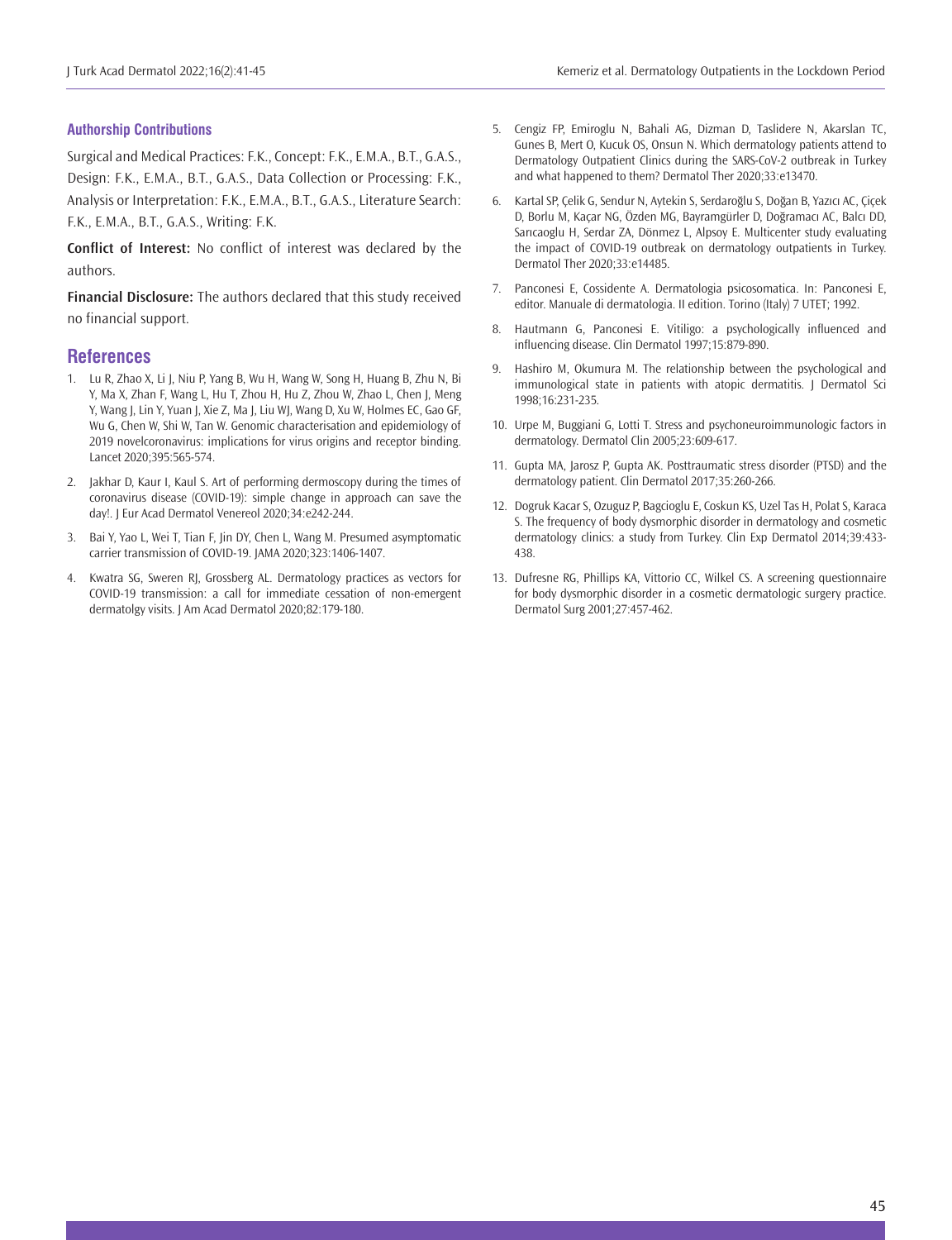### Authorship Contributions

Surgical and Medical Practices: F.K., Concept: F.K., E.M.A., B.T., G.A.S., Design: F.K., E.M.A., B.T., G.A.S., Data Collection or Processing: F.K., Analysis or Interpretation: F.K., E.M.A., B.T., G.A.S., Literature Search: F.K., E.M.A., B.T., G.A.S., Writing: F.K.

**Conflict of Interest:** No conflict of interest was declared by the authors.

**Financial Disclosure:** The authors declared that this study received no financial support.

## References

1. Lu R, Zhao X, Li J, Niu P, Yang B, Wu H, Wang W, Song H, Huang B, Zhu N, Bi Y, Ma X, Zhan F, Wang L, Hu T, Zhou H, Hu Z, Zhou W, Zhao L, Chen J, Meng Y, Wang J, Lin Y, Yuan J, Xie Z, Ma J, Liu WJ, Wang D, Xu W, Holmes EC, Gao GF, Wu G, Chen W, Shi W, Tan W. Genomic characterisation and epidemiology of 2019 novelcoronavirus: implications for virus origins and receptor binding. Lancet 2020;395:565-574.
2. Jakhar D, Kaur I, Kaul S. Art of performing dermoscopy during the times of coronavirus disease (COVID-19): simple change in approach can save the day!. J Eur Acad Dermatol Venereol 2020;34:e242-244.
3. Bai Y, Yao L, Wei T, Tian F, Jin DY, Chen L, Wang M. Presumed asymptomatic carrier transmission of COVID-19. JAMA 2020;323:1406-1407.
4. Kwatra SG, Sweren RJ, Grossberg AL. Dermatology practices as vectors for COVID-19 transmission: a call for immediate cessation of non-emergent dermatolgy visits. J Am Acad Dermatol 2020;82:179-180.
5. Cengiz FP, Emiroglu N, Bahali AG, Dizman D, Taslidere N, Akarslan TC, Gunes B, Mert O, Kucuk OS, Onsun N. Which dermatology patients attend to Dermatology Outpatient Clinics during the SARS-CoV-2 outbreak in Turkey and what happened to them? Dermatol Ther 2020;33:e13470.
6. Kartal SP, Çelik G, Sendur N, Aytekin S, Serdaroğlu S, Doğan B, Yazıcı AC, Çiçek D, Borlu M, Kaçar NG, Özden MG, Bayramgürler D, Doğramacı AC, Balcı DD, Sarıcaoglu H, Serdar ZA, Dönmez L, Alpsoy E. Multicenter study evaluating the impact of COVID-19 outbreak on dermatology outpatients in Turkey. Dermatol Ther 2020;33:e14485.
7. Panconesi E, Cossidente A. Dermatologia psicosomatica. In: Panconesi E, editor. Manuale di dermatologia. II edition. Torino (Italy) 7 UTET; 1992.
8. Hautmann G, Panconesi E. Vitiligo: a psychologically influenced and influencing disease. Clin Dermatol 1997;15:879-890.
9. Hashiro M, Okumura M. The relationship between the psychological and immunological state in patients with atopic dermatitis. J Dermatol Sci 1998;16:231-235.
10. Urpe M, Buggiani G, Lotti T. Stress and psychoneuroimmunologic factors in dermatology. Dermatol Clin 2005;23:609-617.
11. Gupta MA, Jarosz P, Gupta AK. Posttraumatic stress disorder (PTSD) and the dermatology patient. Clin Dermatol 2017;35:260-266.
12. Dogruk Kacar S, Ozuguz P, Bagcioglu E, Coskun KS, Uzel Tas H, Polat S, Karaca S. The frequency of body dysmorphic disorder in dermatology and cosmetic dermatology clinics: a study from Turkey. Clin Exp Dermatol 2014;39:433-438.
13. Dufresne RG, Phillips KA, Vittorio CC, Wilkel CS. A screening questionnaire for body dysmorphic disorder in a cosmetic dermatologic surgery practice. Dermatol Surg 2001;27:457-462.